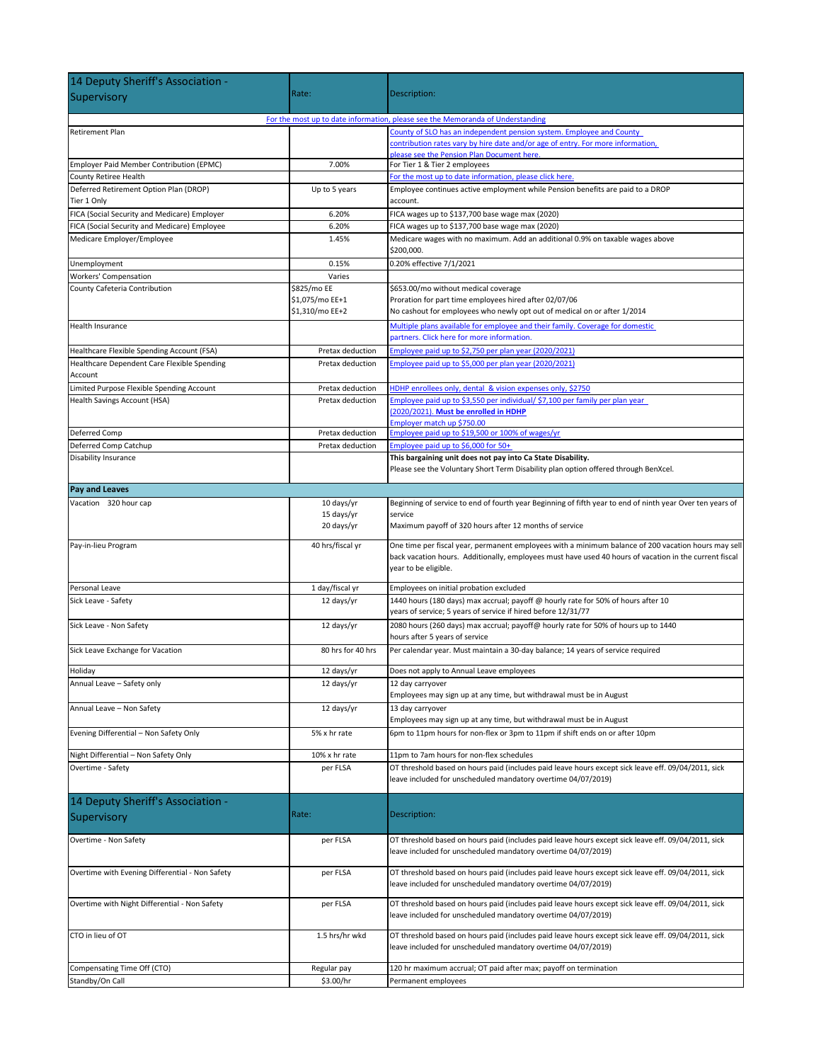| 14 Deputy Sheriff's Association - Supervisory | Rate: | Description: |
|---|---|---|
| For the most up to date information, please see the Memoranda of Understanding | | |
| Retirement Plan | | County of SLO has an independent pension system. Employee and County contribution rates vary by hire date and/or age of entry. For more information, please see the Pension Plan Document here. |
| Employer Paid Member Contribution (EPMC) | 7.00% | For Tier 1 & Tier 2 employees |
| County Retiree Health | | For the most up to date information, please click here. |
| Deferred Retirement Option Plan (DROP) Tier 1 Only | Up to 5 years | Employee continues active employment while Pension benefits are paid to a DROP account. |
| FICA (Social Security and Medicare) Employer | 6.20% | FICA wages up to $137,700 base wage max (2020) |
| FICA (Social Security and Medicare) Employee | 6.20% | FICA wages up to $137,700 base wage max (2020) |
| Medicare Employer/Employee | 1.45% | Medicare wages with no maximum. Add an additional 0.9% on taxable wages above $200,000. |
| Unemployment | 0.15% | 0.20% effective 7/1/2021 |
| Workers' Compensation | Varies | |
| County Cafeteria Contribution | $825/mo EE<br>$1,075/mo EE+1<br>$1,310/mo EE+2 | $653.00/mo without medical coverage<br>Proration for part time employees hired after 02/07/06<br>No cashout for employees who newly opt out of medical on or after 1/2014 |
| Health Insurance | | Multiple plans available for employee and their family. Coverage for domestic partners. Click here for more information. |
| Healthcare Flexible Spending Account (FSA) | Pretax deduction | Employee paid up to $2,750 per plan year (2020/2021) |
| Healthcare Dependent Care Flexible Spending Account | Pretax deduction | Employee paid up to $5,000 per plan year (2020/2021) |
| Limited Purpose Flexible Spending Account | Pretax deduction | HDHP enrollees only, dental & vision expenses only, $2750 |
| Health Savings Account (HSA) | Pretax deduction | Employee paid up to $3,550 per individual/ $7,100 per family per plan year (2020/2021). **Must be enrolled in HDHP**<br>Employer match up $750.00 |
| Deferred Comp | Pretax deduction | Employee paid up to $19,500 or 100% of wages/yr |
| Deferred Comp Catchup | Pretax deduction | Employee paid up to $6,000 for 50+ |
| Disability Insurance | | **This bargaining unit does not pay into Ca State Disability.**<br>Please see the Voluntary Short Term Disability plan option offered through BenXcel. |
| **Pay and Leaves** | | |
| Vacation 320 hour cap | 10 days/yr<br>15 days/yr<br>20 days/yr | Beginning of service to end of fourth year Beginning of fifth year to end of ninth year Over ten years of service<br>Maximum payoff of 320 hours after 12 months of service |
| Pay-in-lieu Program | 40 hrs/fiscal yr | One time per fiscal year, permanent employees with a minimum balance of 200 vacation hours may sell back vacation hours. Additionally, employees must have used 40 hours of vacation in the current fiscal year to be eligible. |
| Personal Leave | 1 day/fiscal yr | Employees on initial probation excluded |
| Sick Leave - Safety | 12 days/yr | 1440 hours (180 days) max accrual; payoff @ hourly rate for 50% of hours after 10 years of service; 5 years of service if hired before 12/31/77 |
| Sick Leave - Non Safety | 12 days/yr | 2080 hours (260 days) max accrual; payoff@ hourly rate for 50% of hours up to 1440 hours after 5 years of service |
| Sick Leave Exchange for Vacation | 80 hrs for 40 hrs | Per calendar year. Must maintain a 30-day balance; 14 years of service required |
| Holiday | 12 days/yr | Does not apply to Annual Leave employees |
| Annual Leave – Safety only | 12 days/yr | 12 day carryover<br>Employees may sign up at any time, but withdrawal must be in August |
| Annual Leave – Non Safety | 12 days/yr | 13 day carryover<br>Employees may sign up at any time, but withdrawal must be in August |
| Evening Differential – Non Safety Only | 5% x hr rate | 6pm to 11pm hours for non-flex or 3pm to 11pm if shift ends on or after 10pm |
| Night Differential – Non Safety Only | 10% x hr rate | 11pm to 7am hours for non-flex schedules |
| Overtime - Safety | per FLSA | OT threshold based on hours paid (includes paid leave hours except sick leave eff. 09/04/2011, sick leave included for unscheduled mandatory overtime 04/07/2019) |
| Overtime - Non Safety | per FLSA | OT threshold based on hours paid (includes paid leave hours except sick leave eff. 09/04/2011, sick leave included for unscheduled mandatory overtime 04/07/2019) |
| Overtime with Evening Differential - Non Safety | per FLSA | OT threshold based on hours paid (includes paid leave hours except sick leave eff. 09/04/2011, sick leave included for unscheduled mandatory overtime 04/07/2019) |
| Overtime with Night Differential - Non Safety | per FLSA | OT threshold based on hours paid (includes paid leave hours except sick leave eff. 09/04/2011, sick leave included for unscheduled mandatory overtime 04/07/2019) |
| CTO in lieu of OT | 1.5 hrs/hr wkd | OT threshold based on hours paid (includes paid leave hours except sick leave eff. 09/04/2011, sick leave included for unscheduled mandatory overtime 04/07/2019) |
| Compensating Time Off (CTO) | Regular pay | 120 hr maximum accrual; OT paid after max; payoff on termination |
| Standby/On Call | $3.00/hr | Permanent employees |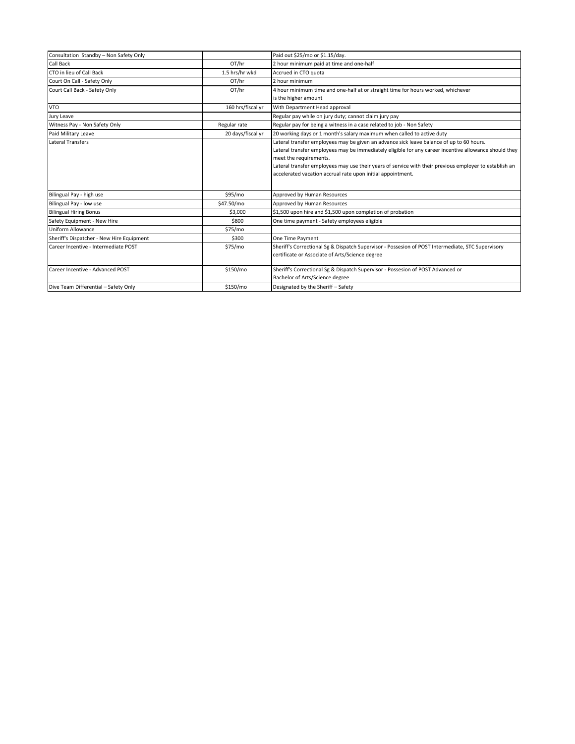| | | |
|---|---|---|
| Consultation Standby – Non Safety Only | | Paid out $25/mo or $1.15/day. |
| Call Back | OT/hr | 2 hour minimum paid at time and one-half |
| CTO in lieu of Call Back | 1.5 hrs/hr wkd | Accrued in CTO quota |
| Court On Call - Safety Only | OT/hr | 2 hour minimum |
| Court Call Back - Safety Only | OT/hr | 4 hour minimum time and one-half at or straight time for hours worked, whichever is the higher amount |
| VTO | 160 hrs/fiscal yr | With Department Head approval |
| Jury Leave | | Regular pay while on jury duty; cannot claim jury pay |
| Witness Pay - Non Safety Only | Regular rate | Regular pay for being a witness in a case related to job - Non Safety |
| Paid Military Leave | 20 days/fiscal yr | 20 working days or 1 month's salary maximum when called to active duty |
| Lateral Transfers | | Lateral transfer employees may be given an advance sick leave balance of up to 60 hours. Lateral transfer employees may be immediately eligible for any career incentive allowance should they meet the requirements. Lateral transfer employees may use their years of service with their previous employer to establish an accelerated vacation accrual rate upon initial appointment. |
| Bilingual Pay - high use | $95/mo | Approved by Human Resources |
| Bilingual Pay - low use | $47.50/mo | Approved by Human Resources |
| Bilingual Hiring Bonus | $3,000 | $1,500 upon hire and $1,500 upon completion of probation |
| Safety Equipment - New Hire | $800 | One time payment - Safety employees eligible |
| Uniform Allowance | $75/mo | |
| Sheriff's Dispatcher - New Hire Equipment | $300 | One Time Payment |
| Career Incentive - Intermediate POST | $75/mo | Sheriff's Correctional Sg & Dispatch Supervisor - Possesion of POST Intermediate, STC Supervisory certificate or Associate of Arts/Science degree |
| Career Incentive - Advanced POST | $150/mo | Sheriff's Correctional Sg & Dispatch Supervisor - Possesion of POST Advanced or Bachelor of Arts/Science degree |
| Dive Team Differential – Safety Only | $150/mo | Designated by the Sheriff – Safety |